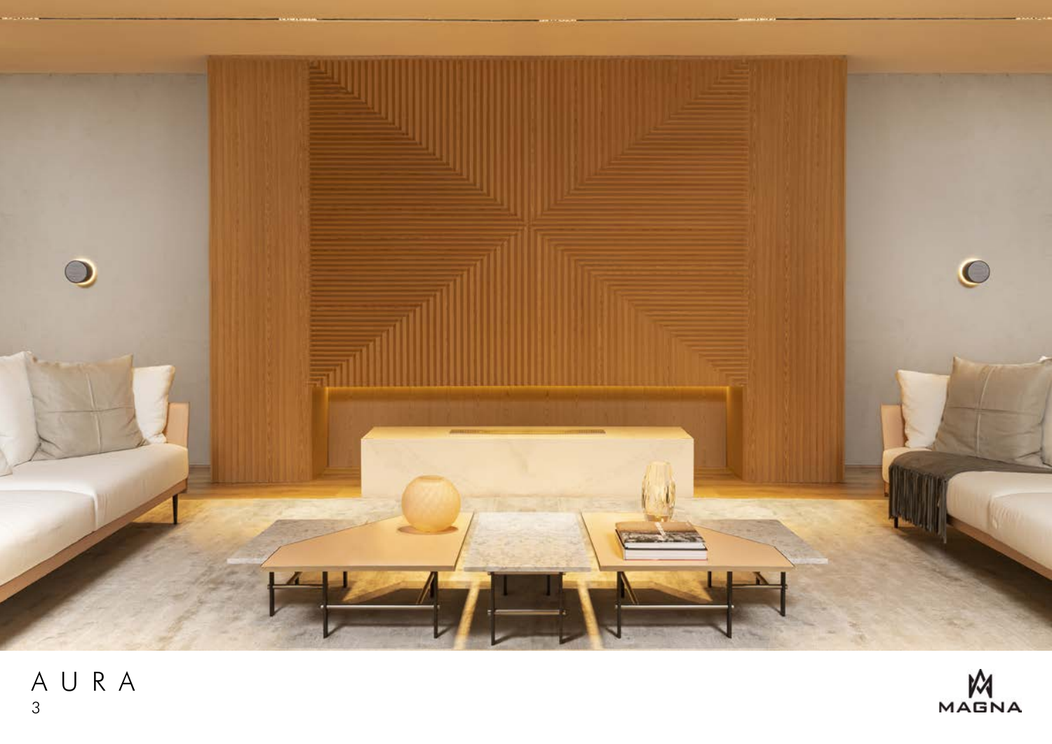AURA

MAGNA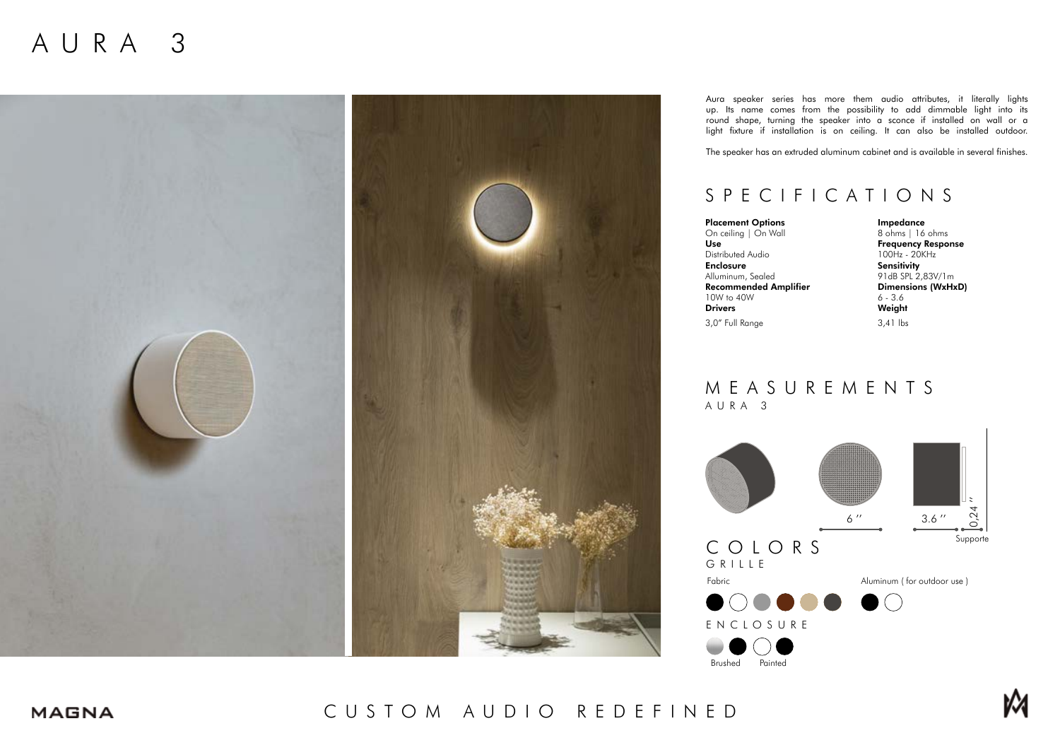# AURA 3

Aura speaker series has more them audio attributes, it literally lights up. Its name comes from the possibility to add dimmable light into its round shape, turning the speaker into a sconce if installed on wall or a light fixture if installation is on ceiling. It can also be installed outdoor.

The speaker has an extruded aluminum cabinet and is available in several finishes.

## SPECIFICATIONS

**Placement Options**
On ceiling | On Wall

**Use**
Distributed Audio

**Enclosure**
Alluminum, Sealed

**Recommended Amplifier**
10W to 40W

**Drivers**
3,0" Full Range

**Impedance**
8 ohms | 16 ohms

**Frequency Response**
100Hz - 20KHz

**Sensitivity**
91dB SPL 2,83V/1m

**Dimensions (WxHxD)**
6 - 3.6

**Weight**
3,41 lbs

## MEASUREMENTS

AURA 3

6 ''

3.6 ''

0.24 ''

Supporte

## COLORS

GRILLE

Fabric

Aluminum ( for outdoor use )

ENCLOSURE

Brushed

Painted

MAGNA

CUSTOM AUDIO REDEFINED